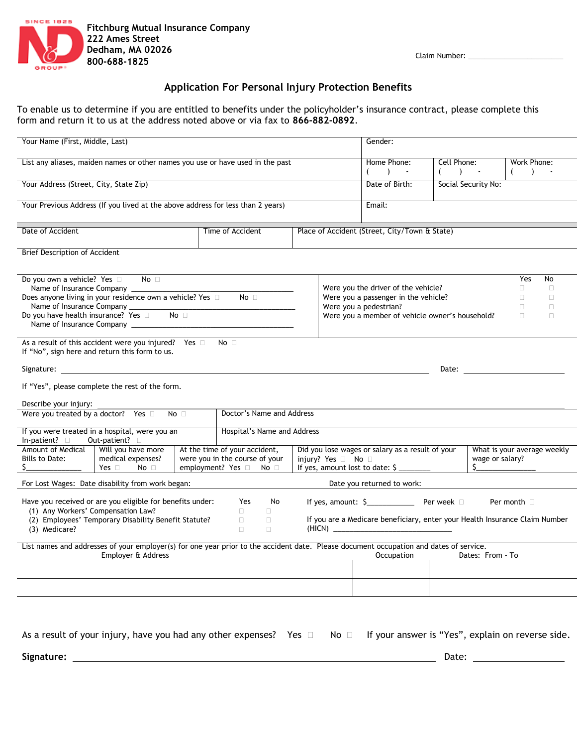SINCE 1825 N&D GROUP

**Fitchburg Mutual Insurance Company**
**222 Ames Street**
**Dedham, MA 02026**
**800-688-1825**

Claim Number: ______________________

## Application For Personal Injury Protection Benefits

To enable us to determine if you are entitled to benefits under the policyholder's insurance contract, please complete this form and return it to us at the address noted above or via fax to **866-882-0892**.

| Your Name (First, Middle, Last) | Gender: | | |
|---|---|---|---|
| List any aliases, maiden names or other names you use or have used in the past | Home Phone: ( ) - | Cell Phone: ( ) - | Work Phone: ( ) - |
| Your Address (Street, City, State Zip) | Date of Birth: | Social Security No: | |
| Your Previous Address (If you lived at the above address for less than 2 years) | Email: | | |

| Date of Accident | Time of Accident | Place of Accident (Street, City/Town & State) |
|---|---|---|
| | | |

Brief Description of Accident

Do you own a vehicle? Yes ☐ No ☐
Name of Insurance Company ______________________________
Does anyone living in your residence own a vehicle? Yes ☐ No ☐
Name of Insurance Company ______________________________
Do you have health insurance? Yes ☐ No ☐
Name of Insurance Company ______________________________

| | Yes | No |
|---|---|---|
| Were you the driver of the vehicle? | ☐ | ☐ |
| Were you a passenger in the vehicle? | ☐ | ☐ |
| Were you a pedestrian? | ☐ | ☐ |
| Were you a member of vehicle owner's household? | ☐ | ☐ |

As a result of this accident were you injured? Yes ☐ No ☐
If "No", sign here and return this form to us.

Signature: ________________________________________ Date: ______________

If "Yes", please complete the rest of the form.

Describe your injury: ________________________________________

| Were you treated by a doctor? Yes ☐ No ☐ | Doctor's Name and Address |
|---|---|
| If you were treated in a hospital, were you an In-patient? ☐ Out-patient? ☐ | Hospital's Name and Address |

| Amount of Medical Bills to Date: $________ | Will you have more medical expenses? Yes ☐ No ☐ | At the time of your accident, were you in the course of your employment? Yes ☐ No ☐ | Did you lose wages or salary as a result of your injury? Yes ☐ No ☐ If yes, amount lost to date: $ ________ | What is your average weekly wage or salary? $________ |
|---|---|---|---|---|

For Lost Wages: Date disability from work began: Date you returned to work:

| Have you received or are you eligible for benefits under: | Yes | No |
|---|---|---|
| (1) Any Workers' Compensation Law? | ☐ | ☐ |
| (2) Employees' Temporary Disability Benefit Statute? | ☐ | ☐ |
| (3) Medicare? | ☐ | ☐ |

If yes, amount: $____________ Per week ☐ Per month ☐

If you are a Medicare beneficiary, enter your Health Insurance Claim Number (HICN) ______________________

List names and addresses of your employer(s) for one year prior to the accident date. Please document occupation and dates of service.

| Employer & Address | Occupation | Dates: From - To |
|---|---|---|
| | | |
| | | |

As a result of your injury, have you had any other expenses? Yes ☐ No ☐ If your answer is "Yes", explain on reverse side.

**Signature:** ________________________________________ Date: ______________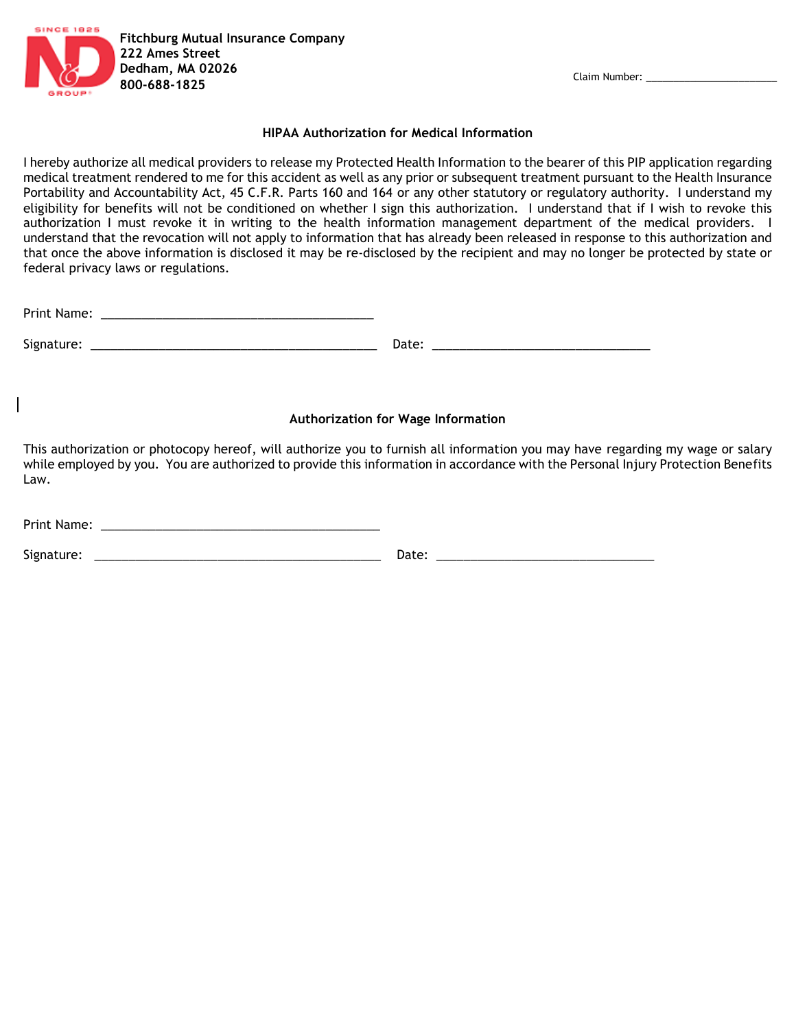Fitchburg Mutual Insurance Company
222 Ames Street
Dedham, MA 02026
800-688-1825

Claim Number: ______________________

## HIPAA Authorization for Medical Information

I hereby authorize all medical providers to release my Protected Health Information to the bearer of this PIP application regarding medical treatment rendered to me for this accident as well as any prior or subsequent treatment pursuant to the Health Insurance Portability and Accountability Act, 45 C.F.R. Parts 160 and 164 or any other statutory or regulatory authority. I understand my eligibility for benefits will not be conditioned on whether I sign this authorization. I understand that if I wish to revoke this authorization I must revoke it in writing to the health information management department of the medical providers. I understand that the revocation will not apply to information that has already been released in response to this authorization and that once the above information is disclosed it may be re-disclosed by the recipient and may no longer be protected by state or federal privacy laws or regulations.

Print Name: ________________________________________

Signature: ___________________________________________ Date: ________________________________

## Authorization for Wage Information

This authorization or photocopy hereof, will authorize you to furnish all information you may have regarding my wage or salary while employed by you. You are authorized to provide this information in accordance with the Personal Injury Protection Benefits Law.

Print Name: _________________________________________

Signature: ___________________________________________ Date: ________________________________